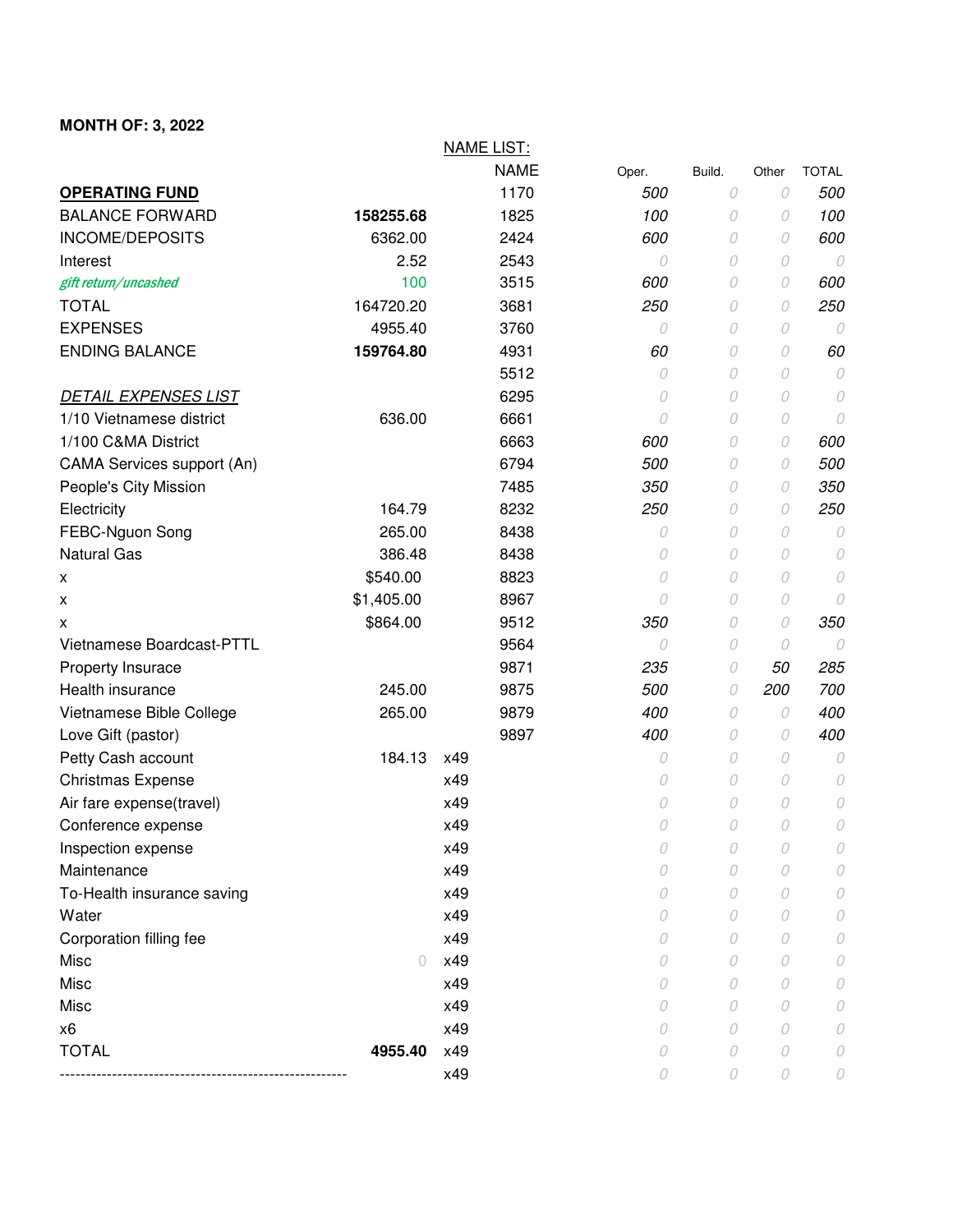**MONTH OF: 3, 2022**

| OPERATING FUND | |
|---|---|
| BALANCE FORWARD | **158255.68** |
| INCOME/DEPOSITS | 6362.00 |
| Interest | 2.52 |
| *gift return/uncashed* | 100 |
| TOTAL | 164720.20 |
| EXPENSES | 4955.40 |
| ENDING BALANCE | **159764.80** |

| *DETAIL EXPENSES LIST* | |
|---|---|
| 1/10 Vietnamese district | 636.00 |
| 1/100 C&MA District | |
| CAMA Services support (An) | |
| People's City Mission | |
| Electricity | 164.79 |
| FEBC-Nguon Song | 265.00 |
| Natural Gas | 386.48 |
| x | $540.00 |
| x | $1,405.00 |
| x | $864.00 |
| Vietnamese Boardcast-PTTL | |
| Property Insurace | |
| Health insurance | 245.00 |
| Vietnamese Bible College | 265.00 |
| Love Gift (pastor) | |
| Petty Cash account | 184.13 |
| Christmas Expense | |
| Air fare expense(travel) | |
| Conference expense | |
| Inspection expense | |
| Maintenance | |
| To-Health insurance saving | |
| Water | |
| Corporation filling fee | |
| Misc | 0 |
| Misc | |
| Misc | |
| x6 | |
| TOTAL | **4955.40** |

------------------------------------------------------

NAME LIST:

| NAME | Oper. | Build. | Other | TOTAL |
|---|---|---|---|---|
| 1170 | 500 | 0 | 0 | 500 |
| 1825 | 100 | 0 | 0 | 100 |
| 2424 | 600 | 0 | 0 | 600 |
| 2543 | 0 | 0 | 0 | 0 |
| 3515 | 600 | 0 | 0 | 600 |
| 3681 | 250 | 0 | 0 | 250 |
| 3760 | 0 | 0 | 0 | 0 |
| 4931 | 60 | 0 | 0 | 60 |
| 5512 | 0 | 0 | 0 | 0 |
| 6295 | 0 | 0 | 0 | 0 |
| 6661 | 0 | 0 | 0 | 0 |
| 6663 | 600 | 0 | 0 | 600 |
| 6794 | 500 | 0 | 0 | 500 |
| 7485 | 350 | 0 | 0 | 350 |
| 8232 | 250 | 0 | 0 | 250 |
| 8438 | 0 | 0 | 0 | 0 |
| 8438 | 0 | 0 | 0 | 0 |
| 8823 | 0 | 0 | 0 | 0 |
| 8967 | 0 | 0 | 0 | 0 |
| 9512 | 350 | 0 | 0 | 350 |
| 9564 | 0 | 0 | 0 | 0 |
| 9871 | 235 | 0 | 50 | 285 |
| 9875 | 500 | 0 | 200 | 700 |
| 9879 | 400 | 0 | 0 | 400 |
| 9897 | 400 | 0 | 0 | 400 |
| x49 | 0 | 0 | 0 | 0 |
| x49 | 0 | 0 | 0 | 0 |
| x49 | 0 | 0 | 0 | 0 |
| x49 | 0 | 0 | 0 | 0 |
| x49 | 0 | 0 | 0 | 0 |
| x49 | 0 | 0 | 0 | 0 |
| x49 | 0 | 0 | 0 | 0 |
| x49 | 0 | 0 | 0 | 0 |
| x49 | 0 | 0 | 0 | 0 |
| x49 | 0 | 0 | 0 | 0 |
| x49 | 0 | 0 | 0 | 0 |
| x49 | 0 | 0 | 0 | 0 |
| x49 | 0 | 0 | 0 | 0 |
| x49 | 0 | 0 | 0 | 0 |
| x49 | 0 | 0 | 0 | 0 |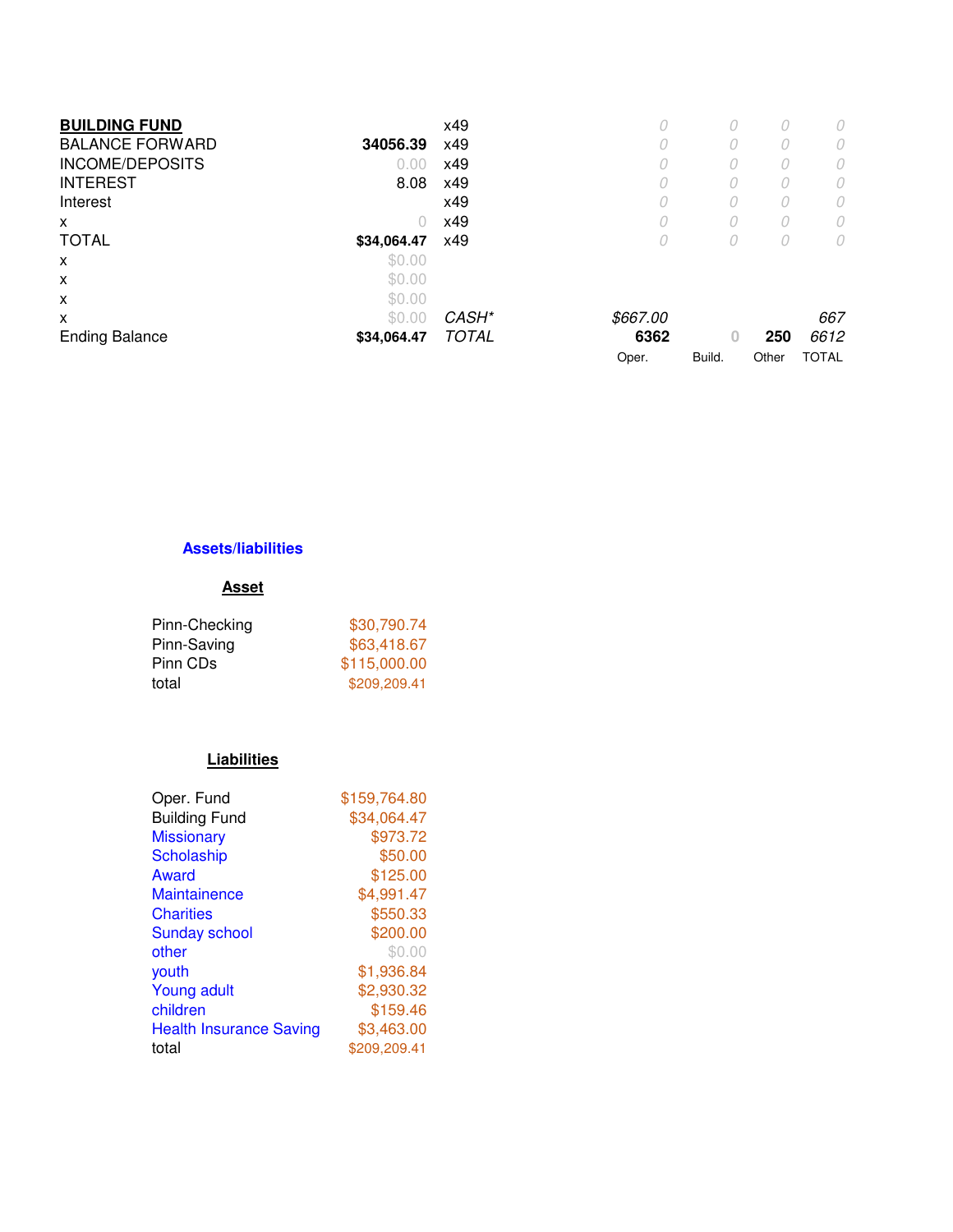| **BUILDING FUND** | | x49 | 0 | 0 | 0 | 0 |
|---|---|---|---|---|---|---|
| BALANCE FORWARD | **34056.39** | x49 | 0 | 0 | 0 | 0 |
| INCOME/DEPOSITS | 0.00 | x49 | 0 | 0 | 0 | 0 |
| INTEREST | 8.08 | x49 | 0 | 0 | 0 | 0 |
| Interest | | x49 | 0 | 0 | 0 | 0 |
| x | 0 | x49 | 0 | 0 | 0 | 0 |
| TOTAL | **$34,064.47** | x49 | 0 | 0 | 0 | 0 |
| x | $0.00 | | | | | |
| x | $0.00 | | | | | |
| x | $0.00 | | | | | |
| x | $0.00 | *CASH** | *$667.00* | | | *667* |
| Ending Balance | **$34,064.47** | *TOTAL* | **6362** | 0 | **250** | *6612* |
| | | | Oper. | Build. | Other | TOTAL |

**Assets/liabilities**

**Asset**

| | |
|---|---|
| Pinn-Checking | $30,790.74 |
| Pinn-Saving | $63,418.67 |
| Pinn CDs | $115,000.00 |
| total | $209,209.41 |

**Liabilities**

| | |
|---|---|
| Oper. Fund | $159,764.80 |
| Building Fund | $34,064.47 |
| Missionary | $973.72 |
| Scholaship | $50.00 |
| Award | $125.00 |
| Maintainence | $4,991.47 |
| Charities | $550.33 |
| Sunday school | $200.00 |
| other | $0.00 |
| youth | $1,936.84 |
| Young adult | $2,930.32 |
| children | $159.46 |
| Health Insurance Saving | $3,463.00 |
| total | $209,209.41 |